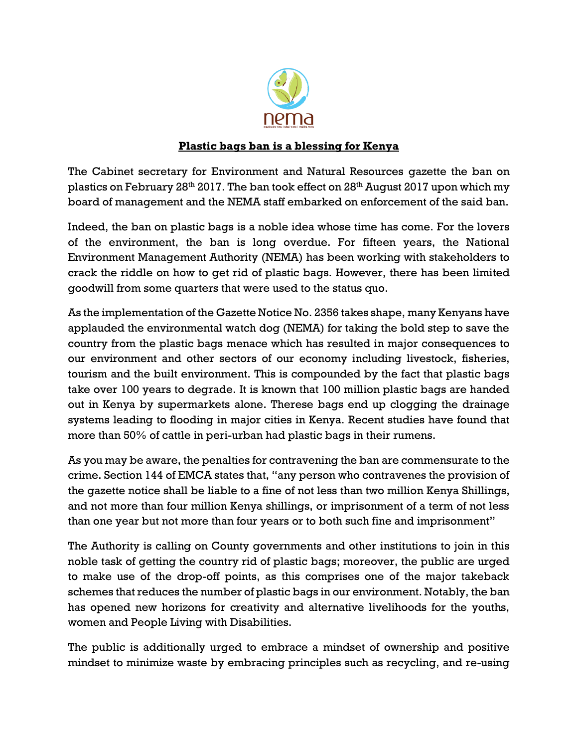## Plastic bags ban is a blessing for Kenya

The Cabinet secretary for Environment and Natural Resources gazette the ban on plastics on February 28th 2017. The ban took effect on 28th August 2017 upon which my board of management and the NEMA staff embarked on enforcement of the said ban.

Indeed, the ban on plastic bags is a noble idea whose time has come. For the lovers of the environment, the ban is long overdue. For fifteen years, the National Environment Management Authority (NEMA) has been working with stakeholders to crack the riddle on how to get rid of plastic bags. However, there has been limited goodwill from some quarters that were used to the status quo.

As the implementation of the Gazette Notice No. 2356 takes shape, many Kenyans have applauded the environmental watch dog (NEMA) for taking the bold step to save the country from the plastic bags menace which has resulted in major consequences to our environment and other sectors of our economy including livestock, fisheries, tourism and the built environment. This is compounded by the fact that plastic bags take over 100 years to degrade. It is known that 100 million plastic bags are handed out in Kenya by supermarkets alone. Therese bags end up clogging the drainage systems leading to flooding in major cities in Kenya. Recent studies have found that more than 50% of cattle in peri-urban had plastic bags in their rumens.

As you may be aware, the penalties for contravening the ban are commensurate to the crime. Section 144 of EMCA states that, "any person who contravenes the provision of the gazette notice shall be liable to a fine of not less than two million Kenya Shillings, and not more than four million Kenya shillings, or imprisonment of a term of not less than one year but not more than four years or to both such fine and imprisonment"

The Authority is calling on County governments and other institutions to join in this noble task of getting the country rid of plastic bags; moreover, the public are urged to make use of the drop-off points, as this comprises one of the major takeback schemes that reduces the number of plastic bags in our environment. Notably, the ban has opened new horizons for creativity and alternative livelihoods for the youths, women and People Living with Disabilities.

The public is additionally urged to embrace a mindset of ownership and positive mindset to minimize waste by embracing principles such as recycling, and re-using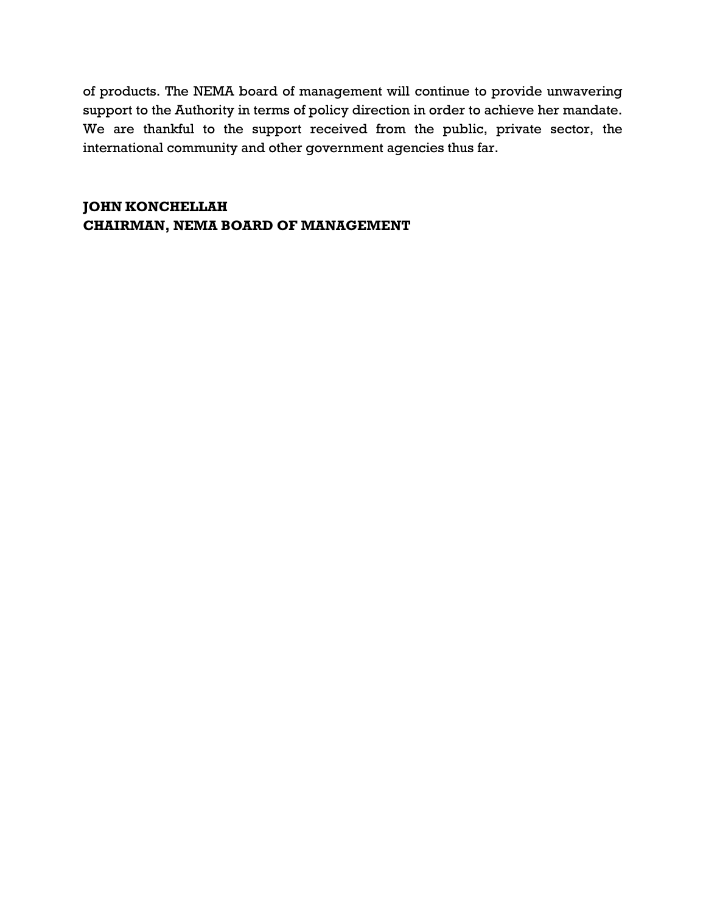of products. The NEMA board of management will continue to provide unwavering support to the Authority in terms of policy direction in order to achieve her mandate. We are thankful to the support received from the public, private sector, the international community and other government agencies thus far.

**JOHN KONCHELLAH**
**CHAIRMAN, NEMA BOARD OF MANAGEMENT**